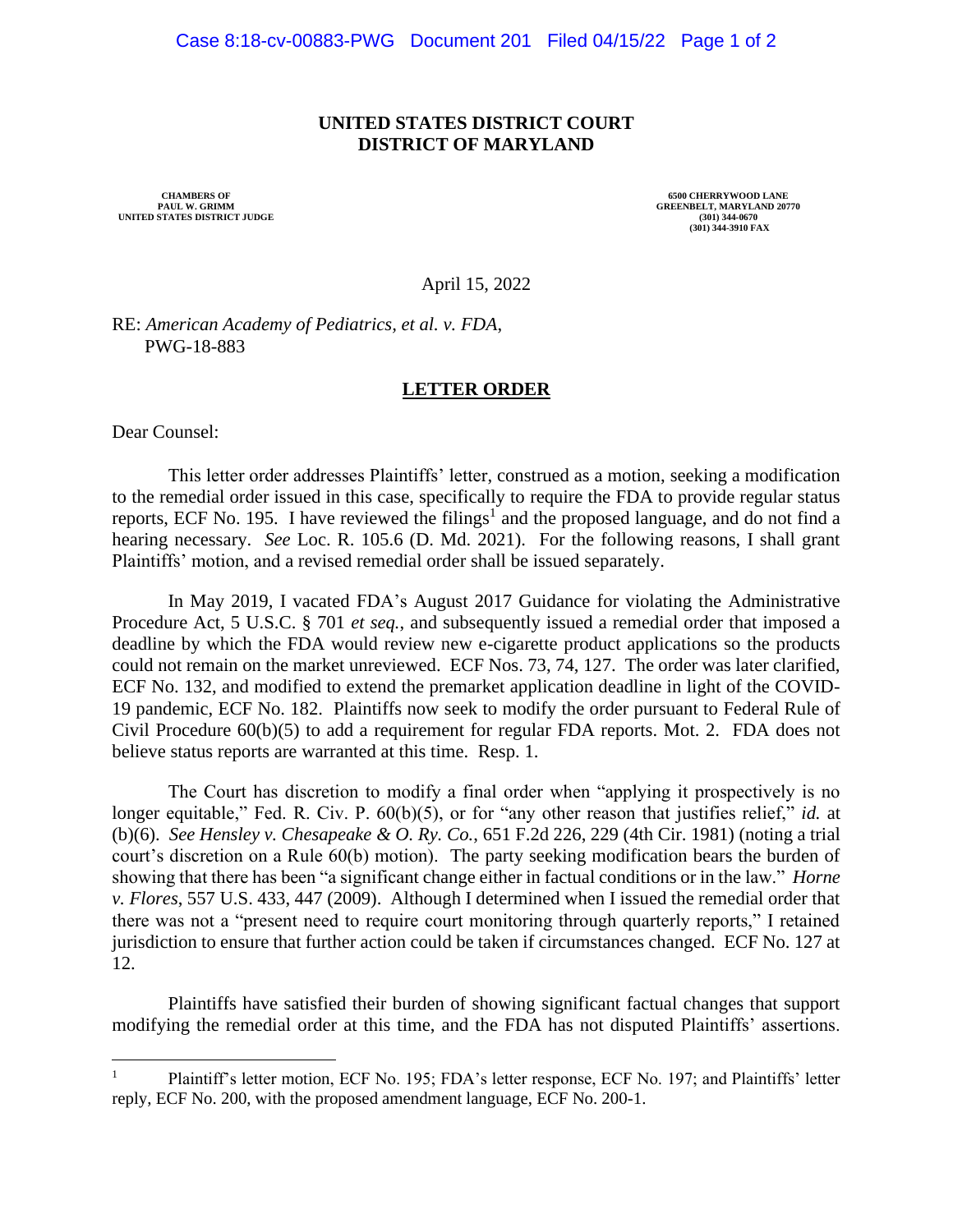# UNITED STATES DISTRICT COURT
# DISTRICT OF MARYLAND

CHAMBERS OF
PAUL W. GRIMM
UNITED STATES DISTRICT JUDGE

6500 CHERRYWOOD LANE
GREENBELT, MARYLAND 20770
(301) 344-0670
(301) 344-3910 FAX

April 15, 2022

RE: *American Academy of Pediatrics, et al. v. FDA*,
PWG-18-883

## LETTER ORDER

Dear Counsel:

This letter order addresses Plaintiffs' letter, construed as a motion, seeking a modification to the remedial order issued in this case, specifically to require the FDA to provide regular status reports, ECF No. 195. I have reviewed the filings[1] and the proposed language, and do not find a hearing necessary. *See* Loc. R. 105.6 (D. Md. 2021). For the following reasons, I shall grant Plaintiffs' motion, and a revised remedial order shall be issued separately.

In May 2019, I vacated FDA's August 2017 Guidance for violating the Administrative Procedure Act, 5 U.S.C. § 701 *et seq.*, and subsequently issued a remedial order that imposed a deadline by which the FDA would review new e-cigarette product applications so the products could not remain on the market unreviewed. ECF Nos. 73, 74, 127. The order was later clarified, ECF No. 132, and modified to extend the premarket application deadline in light of the COVID-19 pandemic, ECF No. 182. Plaintiffs now seek to modify the order pursuant to Federal Rule of Civil Procedure 60(b)(5) to add a requirement for regular FDA reports. Mot. 2. FDA does not believe status reports are warranted at this time. Resp. 1.

The Court has discretion to modify a final order when "applying it prospectively is no longer equitable," Fed. R. Civ. P. 60(b)(5), or for "any other reason that justifies relief," *id.* at (b)(6). *See Hensley v. Chesapeake & O. Ry. Co.*, 651 F.2d 226, 229 (4th Cir. 1981) (noting a trial court's discretion on a Rule 60(b) motion). The party seeking modification bears the burden of showing that there has been "a significant change either in factual conditions or in the law." *Horne v. Flores*, 557 U.S. 433, 447 (2009). Although I determined when I issued the remedial order that there was not a "present need to require court monitoring through quarterly reports," I retained jurisdiction to ensure that further action could be taken if circumstances changed. ECF No. 127 at 12.

Plaintiffs have satisfied their burden of showing significant factual changes that support modifying the remedial order at this time, and the FDA has not disputed Plaintiffs' assertions.

---

[1] Plaintiff's letter motion, ECF No. 195; FDA's letter response, ECF No. 197; and Plaintiffs' letter reply, ECF No. 200, with the proposed amendment language, ECF No. 200-1.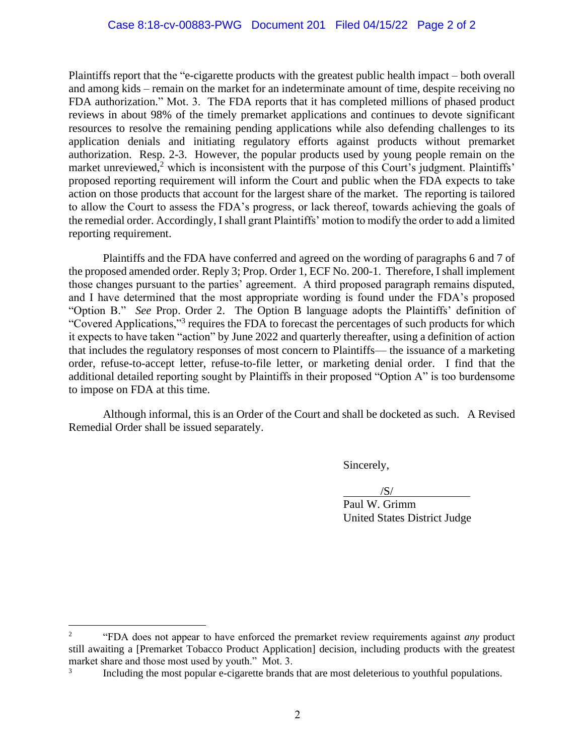Plaintiffs report that the "e-cigarette products with the greatest public health impact – both overall and among kids – remain on the market for an indeterminate amount of time, despite receiving no FDA authorization." Mot. 3. The FDA reports that it has completed millions of phased product reviews in about 98% of the timely premarket applications and continues to devote significant resources to resolve the remaining pending applications while also defending challenges to its application denials and initiating regulatory efforts against products without premarket authorization. Resp. 2-3. However, the popular products used by young people remain on the market unreviewed,[2] which is inconsistent with the purpose of this Court's judgment. Plaintiffs' proposed reporting requirement will inform the Court and public when the FDA expects to take action on those products that account for the largest share of the market. The reporting is tailored to allow the Court to assess the FDA's progress, or lack thereof, towards achieving the goals of the remedial order. Accordingly, I shall grant Plaintiffs' motion to modify the order to add a limited reporting requirement.

Plaintiffs and the FDA have conferred and agreed on the wording of paragraphs 6 and 7 of the proposed amended order. Reply 3; Prop. Order 1, ECF No. 200-1. Therefore, I shall implement those changes pursuant to the parties' agreement. A third proposed paragraph remains disputed, and I have determined that the most appropriate wording is found under the FDA's proposed "Option B." *See* Prop. Order 2. The Option B language adopts the Plaintiffs' definition of "Covered Applications,"[3] requires the FDA to forecast the percentages of such products for which it expects to have taken "action" by June 2022 and quarterly thereafter, using a definition of action that includes the regulatory responses of most concern to Plaintiffs— the issuance of a marketing order, refuse-to-accept letter, refuse-to-file letter, or marketing denial order. I find that the additional detailed reporting sought by Plaintiffs in their proposed "Option A" is too burdensome to impose on FDA at this time.

Although informal, this is an Order of the Court and shall be docketed as such. A Revised Remedial Order shall be issued separately.

Sincerely,

/S/

Paul W. Grimm
United States District Judge

---

[2] "FDA does not appear to have enforced the premarket review requirements against *any* product still awaiting a [Premarket Tobacco Product Application] decision, including products with the greatest market share and those most used by youth." Mot. 3.

[3] Including the most popular e-cigarette brands that are most deleterious to youthful populations.